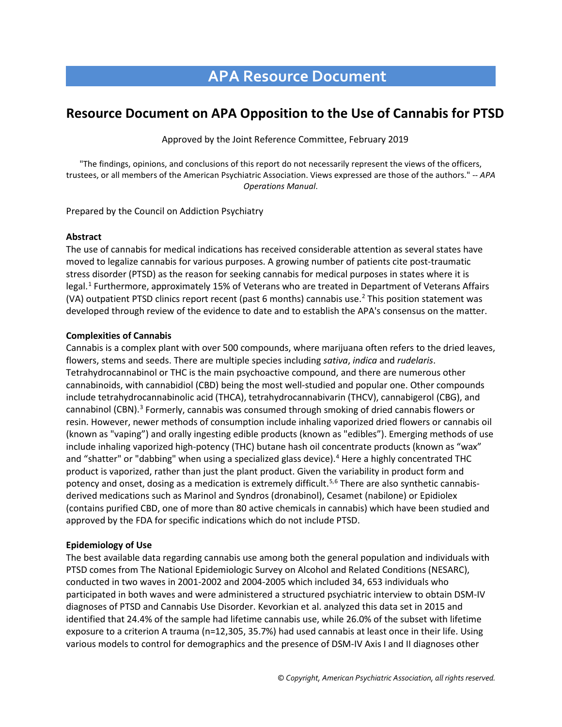# APA Resource Document

## Resource Document on APA Opposition to the Use of Cannabis for PTSD

Approved by the Joint Reference Committee, February 2019

"The findings, opinions, and conclusions of this report do not necessarily represent the views of the officers, trustees, or all members of the American Psychiatric Association. Views expressed are those of the authors." -- *APA Operations Manual*.

Prepared by the Council on Addiction Psychiatry

**Abstract**

The use of cannabis for medical indications has received considerable attention as several states have moved to legalize cannabis for various purposes. A growing number of patients cite post-traumatic stress disorder (PTSD) as the reason for seeking cannabis for medical purposes in states where it is legal.[1] Furthermore, approximately 15% of Veterans who are treated in Department of Veterans Affairs (VA) outpatient PTSD clinics report recent (past 6 months) cannabis use.[2] This position statement was developed through review of the evidence to date and to establish the APA's consensus on the matter.

**Complexities of Cannabis**

Cannabis is a complex plant with over 500 compounds, where marijuana often refers to the dried leaves, flowers, stems and seeds. There are multiple species including *sativa*, *indica* and *rudelaris*. Tetrahydrocannabinol or THC is the main psychoactive compound, and there are numerous other cannabinoids, with cannabidiol (CBD) being the most well-studied and popular one. Other compounds include tetrahydrocannabinolic acid (THCA), tetrahydrocannabivarin (THCV), cannabigerol (CBG), and cannabinol (CBN).[3] Formerly, cannabis was consumed through smoking of dried cannabis flowers or resin. However, newer methods of consumption include inhaling vaporized dried flowers or cannabis oil (known as "vaping") and orally ingesting edible products (known as "edibles"). Emerging methods of use include inhaling vaporized high-potency (THC) butane hash oil concentrate products (known as "wax" and "shatter" or "dabbing" when using a specialized glass device).[4] Here a highly concentrated THC product is vaporized, rather than just the plant product. Given the variability in product form and potency and onset, dosing as a medication is extremely difficult.[5,6] There are also synthetic cannabis-derived medications such as Marinol and Syndros (dronabinol), Cesamet (nabilone) or Epidiolex (contains purified CBD, one of more than 80 active chemicals in cannabis) which have been studied and approved by the FDA for specific indications which do not include PTSD.

**Epidemiology of Use**

The best available data regarding cannabis use among both the general population and individuals with PTSD comes from The National Epidemiologic Survey on Alcohol and Related Conditions (NESARC), conducted in two waves in 2001-2002 and 2004-2005 which included 34, 653 individuals who participated in both waves and were administered a structured psychiatric interview to obtain DSM-IV diagnoses of PTSD and Cannabis Use Disorder. Kevorkian et al. analyzed this data set in 2015 and identified that 24.4% of the sample had lifetime cannabis use, while 26.0% of the subset with lifetime exposure to a criterion A trauma (n=12,305, 35.7%) had used cannabis at least once in their life. Using various models to control for demographics and the presence of DSM-IV Axis I and II diagnoses other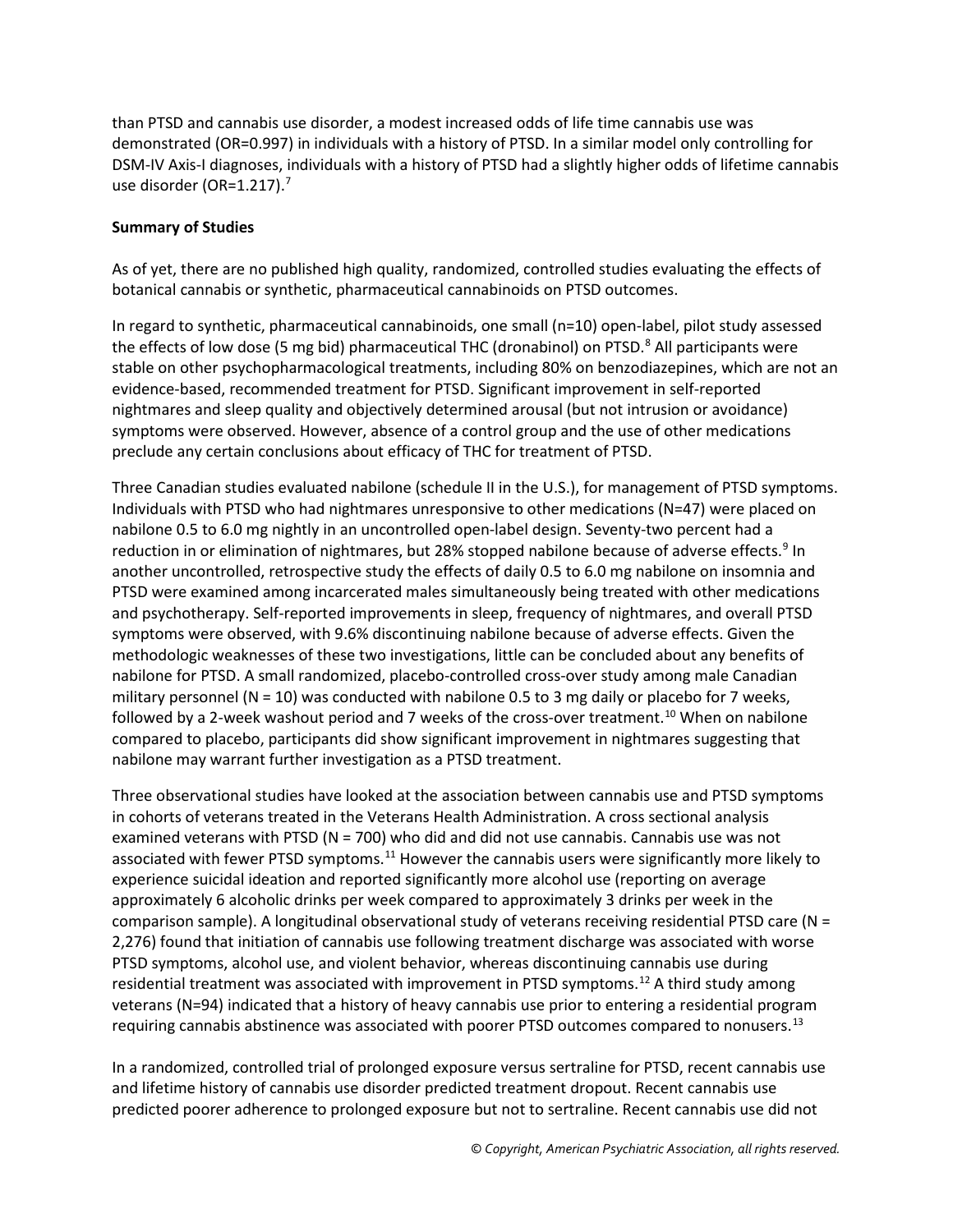than PTSD and cannabis use disorder, a modest increased odds of life time cannabis use was demonstrated (OR=0.997) in individuals with a history of PTSD. In a similar model only controlling for DSM-IV Axis-I diagnoses, individuals with a history of PTSD had a slightly higher odds of lifetime cannabis use disorder (OR=1.217).[7]

**Summary of Studies**

As of yet, there are no published high quality, randomized, controlled studies evaluating the effects of botanical cannabis or synthetic, pharmaceutical cannabinoids on PTSD outcomes.

In regard to synthetic, pharmaceutical cannabinoids, one small (n=10) open-label, pilot study assessed the effects of low dose (5 mg bid) pharmaceutical THC (dronabinol) on PTSD.[8] All participants were stable on other psychopharmacological treatments, including 80% on benzodiazepines, which are not an evidence-based, recommended treatment for PTSD. Significant improvement in self-reported nightmares and sleep quality and objectively determined arousal (but not intrusion or avoidance) symptoms were observed. However, absence of a control group and the use of other medications preclude any certain conclusions about efficacy of THC for treatment of PTSD.

Three Canadian studies evaluated nabilone (schedule II in the U.S.), for management of PTSD symptoms. Individuals with PTSD who had nightmares unresponsive to other medications (N=47) were placed on nabilone 0.5 to 6.0 mg nightly in an uncontrolled open-label design. Seventy-two percent had a reduction in or elimination of nightmares, but 28% stopped nabilone because of adverse effects.[9] In another uncontrolled, retrospective study the effects of daily 0.5 to 6.0 mg nabilone on insomnia and PTSD were examined among incarcerated males simultaneously being treated with other medications and psychotherapy. Self-reported improvements in sleep, frequency of nightmares, and overall PTSD symptoms were observed, with 9.6% discontinuing nabilone because of adverse effects. Given the methodologic weaknesses of these two investigations, little can be concluded about any benefits of nabilone for PTSD. A small randomized, placebo-controlled cross-over study among male Canadian military personnel (N = 10) was conducted with nabilone 0.5 to 3 mg daily or placebo for 7 weeks, followed by a 2-week washout period and 7 weeks of the cross-over treatment.[10] When on nabilone compared to placebo, participants did show significant improvement in nightmares suggesting that nabilone may warrant further investigation as a PTSD treatment.

Three observational studies have looked at the association between cannabis use and PTSD symptoms in cohorts of veterans treated in the Veterans Health Administration. A cross sectional analysis examined veterans with PTSD (N = 700) who did and did not use cannabis. Cannabis use was not associated with fewer PTSD symptoms.[11] However the cannabis users were significantly more likely to experience suicidal ideation and reported significantly more alcohol use (reporting on average approximately 6 alcoholic drinks per week compared to approximately 3 drinks per week in the comparison sample). A longitudinal observational study of veterans receiving residential PTSD care (N = 2,276) found that initiation of cannabis use following treatment discharge was associated with worse PTSD symptoms, alcohol use, and violent behavior, whereas discontinuing cannabis use during residential treatment was associated with improvement in PTSD symptoms.[12] A third study among veterans (N=94) indicated that a history of heavy cannabis use prior to entering a residential program requiring cannabis abstinence was associated with poorer PTSD outcomes compared to nonusers.[13]

In a randomized, controlled trial of prolonged exposure versus sertraline for PTSD, recent cannabis use and lifetime history of cannabis use disorder predicted treatment dropout. Recent cannabis use predicted poorer adherence to prolonged exposure but not to sertraline. Recent cannabis use did not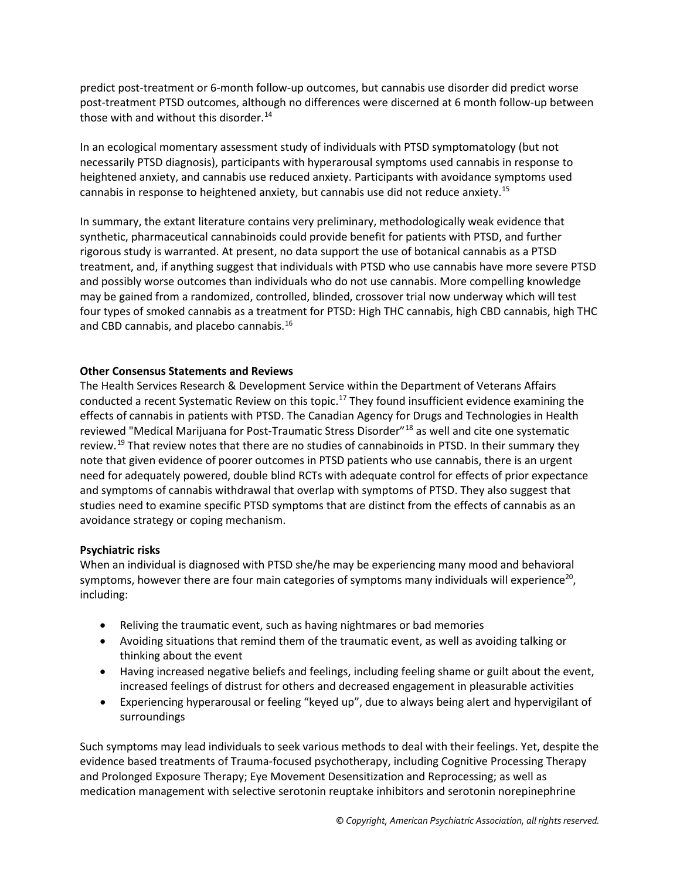predict post-treatment or 6-month follow-up outcomes, but cannabis use disorder did predict worse post-treatment PTSD outcomes, although no differences were discerned at 6 month follow-up between those with and without this disorder.[14]

In an ecological momentary assessment study of individuals with PTSD symptomatology (but not necessarily PTSD diagnosis), participants with hyperarousal symptoms used cannabis in response to heightened anxiety, and cannabis use reduced anxiety. Participants with avoidance symptoms used cannabis in response to heightened anxiety, but cannabis use did not reduce anxiety.[15]

In summary, the extant literature contains very preliminary, methodologically weak evidence that synthetic, pharmaceutical cannabinoids could provide benefit for patients with PTSD, and further rigorous study is warranted. At present, no data support the use of botanical cannabis as a PTSD treatment, and, if anything suggest that individuals with PTSD who use cannabis have more severe PTSD and possibly worse outcomes than individuals who do not use cannabis. More compelling knowledge may be gained from a randomized, controlled, blinded, crossover trial now underway which will test four types of smoked cannabis as a treatment for PTSD: High THC cannabis, high CBD cannabis, high THC and CBD cannabis, and placebo cannabis.[16]

**Other Consensus Statements and Reviews**

The Health Services Research & Development Service within the Department of Veterans Affairs conducted a recent Systematic Review on this topic.[17] They found insufficient evidence examining the effects of cannabis in patients with PTSD. The Canadian Agency for Drugs and Technologies in Health reviewed "Medical Marijuana for Post-Traumatic Stress Disorder"[18] as well and cite one systematic review.[19] That review notes that there are no studies of cannabinoids in PTSD. In their summary they note that given evidence of poorer outcomes in PTSD patients who use cannabis, there is an urgent need for adequately powered, double blind RCTs with adequate control for effects of prior expectance and symptoms of cannabis withdrawal that overlap with symptoms of PTSD. They also suggest that studies need to examine specific PTSD symptoms that are distinct from the effects of cannabis as an avoidance strategy or coping mechanism.

**Psychiatric risks**

When an individual is diagnosed with PTSD she/he may be experiencing many mood and behavioral symptoms, however there are four main categories of symptoms many individuals will experience[20], including:

- Reliving the traumatic event, such as having nightmares or bad memories
- Avoiding situations that remind them of the traumatic event, as well as avoiding talking or thinking about the event
- Having increased negative beliefs and feelings, including feeling shame or guilt about the event, increased feelings of distrust for others and decreased engagement in pleasurable activities
- Experiencing hyperarousal or feeling "keyed up", due to always being alert and hypervigilant of surroundings

Such symptoms may lead individuals to seek various methods to deal with their feelings. Yet, despite the evidence based treatments of Trauma-focused psychotherapy, including Cognitive Processing Therapy and Prolonged Exposure Therapy; Eye Movement Desensitization and Reprocessing; as well as medication management with selective serotonin reuptake inhibitors and serotonin norepinephrine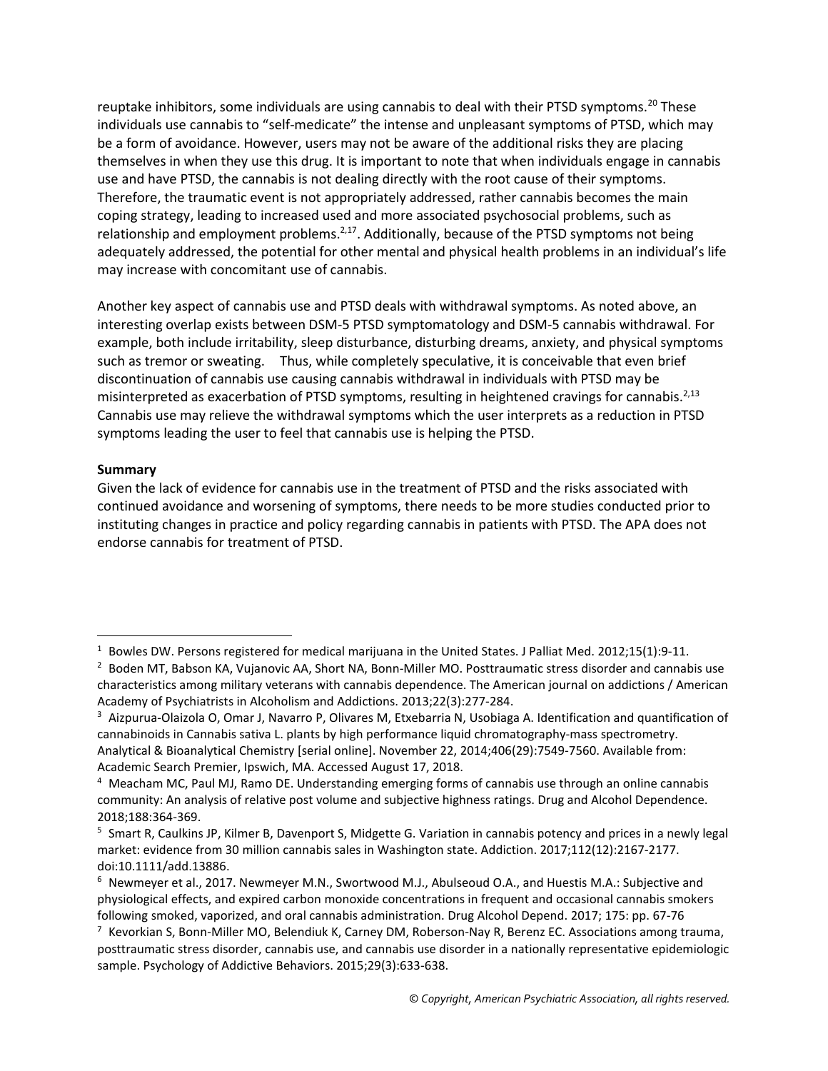reuptake inhibitors, some individuals are using cannabis to deal with their PTSD symptoms.[20] These individuals use cannabis to "self-medicate" the intense and unpleasant symptoms of PTSD, which may be a form of avoidance. However, users may not be aware of the additional risks they are placing themselves in when they use this drug. It is important to note that when individuals engage in cannabis use and have PTSD, the cannabis is not dealing directly with the root cause of their symptoms. Therefore, the traumatic event is not appropriately addressed, rather cannabis becomes the main coping strategy, leading to increased used and more associated psychosocial problems, such as relationship and employment problems.[2,17]. Additionally, because of the PTSD symptoms not being adequately addressed, the potential for other mental and physical health problems in an individual's life may increase with concomitant use of cannabis.

Another key aspect of cannabis use and PTSD deals with withdrawal symptoms. As noted above, an interesting overlap exists between DSM-5 PTSD symptomatology and DSM-5 cannabis withdrawal. For example, both include irritability, sleep disturbance, disturbing dreams, anxiety, and physical symptoms such as tremor or sweating. Thus, while completely speculative, it is conceivable that even brief discontinuation of cannabis use causing cannabis withdrawal in individuals with PTSD may be misinterpreted as exacerbation of PTSD symptoms, resulting in heightened cravings for cannabis.[2,13] Cannabis use may relieve the withdrawal symptoms which the user interprets as a reduction in PTSD symptoms leading the user to feel that cannabis use is helping the PTSD.

**Summary**

Given the lack of evidence for cannabis use in the treatment of PTSD and the risks associated with continued avoidance and worsening of symptoms, there needs to be more studies conducted prior to instituting changes in practice and policy regarding cannabis in patients with PTSD. The APA does not endorse cannabis for treatment of PTSD.

---

[1] Bowles DW. Persons registered for medical marijuana in the United States. J Palliat Med. 2012;15(1):9-11.

[2] Boden MT, Babson KA, Vujanovic AA, Short NA, Bonn-Miller MO. Posttraumatic stress disorder and cannabis use characteristics among military veterans with cannabis dependence. The American journal on addictions / American Academy of Psychiatrists in Alcoholism and Addictions. 2013;22(3):277-284.

[3] Aizpurua-Olaizola O, Omar J, Navarro P, Olivares M, Etxebarria N, Usobiaga A. Identification and quantification of cannabinoids in Cannabis sativa L. plants by high performance liquid chromatography-mass spectrometry. Analytical & Bioanalytical Chemistry [serial online]. November 22, 2014;406(29):7549-7560. Available from: Academic Search Premier, Ipswich, MA. Accessed August 17, 2018.

[4] Meacham MC, Paul MJ, Ramo DE. Understanding emerging forms of cannabis use through an online cannabis community: An analysis of relative post volume and subjective highness ratings. Drug and Alcohol Dependence. 2018;188:364-369.

[5] Smart R, Caulkins JP, Kilmer B, Davenport S, Midgette G. Variation in cannabis potency and prices in a newly legal market: evidence from 30 million cannabis sales in Washington state. Addiction. 2017;112(12):2167-2177. doi:10.1111/add.13886.

[6] Newmeyer et al., 2017. Newmeyer M.N., Swortwood M.J., Abulseoud O.A., and Huestis M.A.: Subjective and physiological effects, and expired carbon monoxide concentrations in frequent and occasional cannabis smokers following smoked, vaporized, and oral cannabis administration. Drug Alcohol Depend. 2017; 175: pp. 67-76

[7] Kevorkian S, Bonn-Miller MO, Belendiuk K, Carney DM, Roberson-Nay R, Berenz EC. Associations among trauma, posttraumatic stress disorder, cannabis use, and cannabis use disorder in a nationally representative epidemiologic sample. Psychology of Addictive Behaviors. 2015;29(3):633-638.

*© Copyright, American Psychiatric Association, all rights reserved.*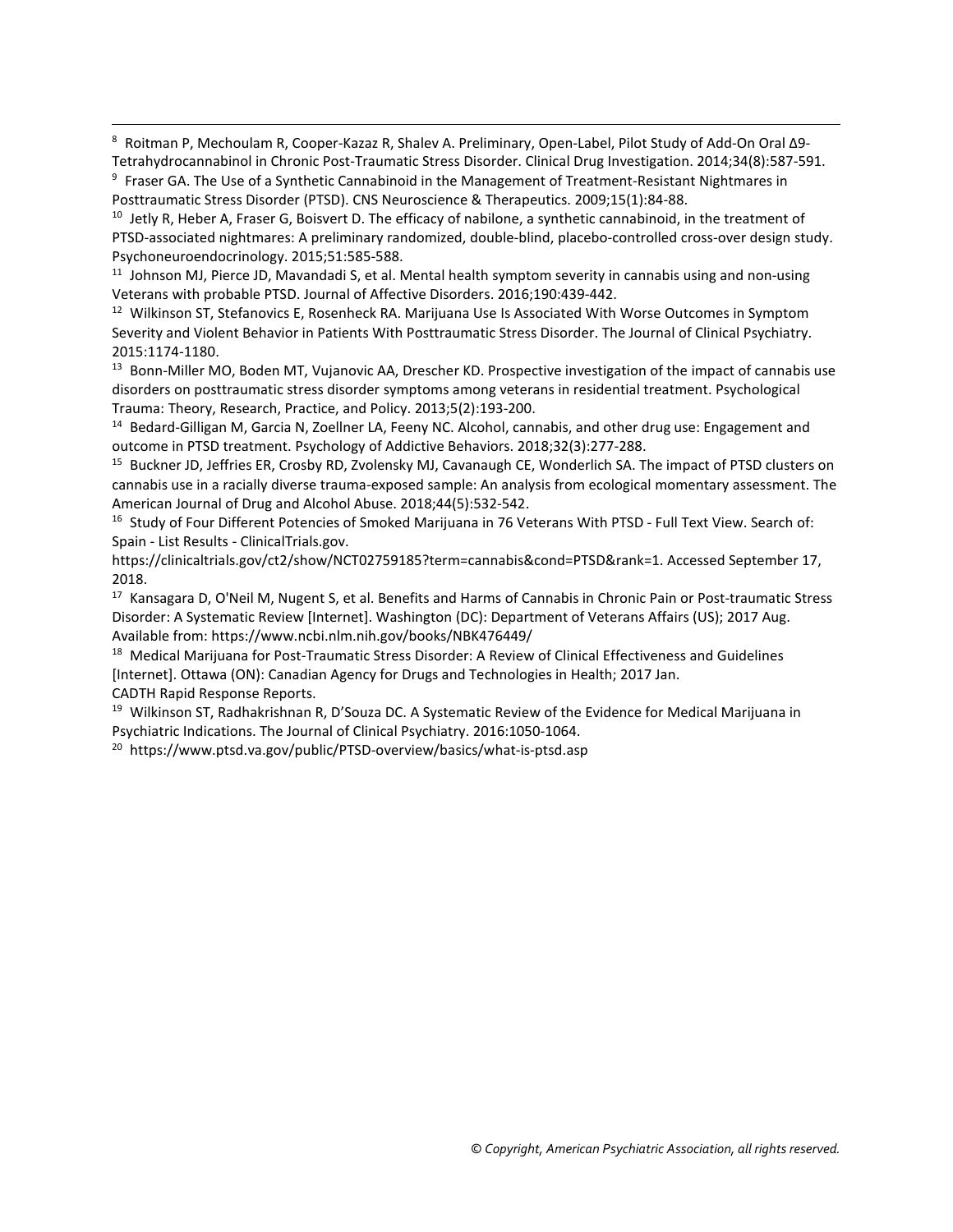[8] Roitman P, Mechoulam R, Cooper-Kazaz R, Shalev A. Preliminary, Open-Label, Pilot Study of Add-On Oral Δ9-Tetrahydrocannabinol in Chronic Post-Traumatic Stress Disorder. Clinical Drug Investigation. 2014;34(8):587-591.

[9] Fraser GA. The Use of a Synthetic Cannabinoid in the Management of Treatment-Resistant Nightmares in Posttraumatic Stress Disorder (PTSD). CNS Neuroscience & Therapeutics. 2009;15(1):84-88.

[10] Jetly R, Heber A, Fraser G, Boisvert D. The efficacy of nabilone, a synthetic cannabinoid, in the treatment of PTSD-associated nightmares: A preliminary randomized, double-blind, placebo-controlled cross-over design study. Psychoneuroendocrinology. 2015;51:585-588.

[11] Johnson MJ, Pierce JD, Mavandadi S, et al. Mental health symptom severity in cannabis using and non-using Veterans with probable PTSD. Journal of Affective Disorders. 2016;190:439-442.

[12] Wilkinson ST, Stefanovics E, Rosenheck RA. Marijuana Use Is Associated With Worse Outcomes in Symptom Severity and Violent Behavior in Patients With Posttraumatic Stress Disorder. The Journal of Clinical Psychiatry. 2015:1174-1180.

[13] Bonn-Miller MO, Boden MT, Vujanovic AA, Drescher KD. Prospective investigation of the impact of cannabis use disorders on posttraumatic stress disorder symptoms among veterans in residential treatment. Psychological Trauma: Theory, Research, Practice, and Policy. 2013;5(2):193-200.

[14] Bedard-Gilligan M, Garcia N, Zoellner LA, Feeny NC. Alcohol, cannabis, and other drug use: Engagement and outcome in PTSD treatment. Psychology of Addictive Behaviors. 2018;32(3):277-288.

[15] Buckner JD, Jeffries ER, Crosby RD, Zvolensky MJ, Cavanaugh CE, Wonderlich SA. The impact of PTSD clusters on cannabis use in a racially diverse trauma-exposed sample: An analysis from ecological momentary assessment. The American Journal of Drug and Alcohol Abuse. 2018;44(5):532-542.

[16] Study of Four Different Potencies of Smoked Marijuana in 76 Veterans With PTSD - Full Text View. Search of: Spain - List Results - ClinicalTrials.gov. https://clinicaltrials.gov/ct2/show/NCT02759185?term=cannabis&cond=PTSD&rank=1. Accessed September 17, 2018.

[17] Kansagara D, O'Neil M, Nugent S, et al. Benefits and Harms of Cannabis in Chronic Pain or Post-traumatic Stress Disorder: A Systematic Review [Internet]. Washington (DC): Department of Veterans Affairs (US); 2017 Aug. Available from: https://www.ncbi.nlm.nih.gov/books/NBK476449/

[18] Medical Marijuana for Post-Traumatic Stress Disorder: A Review of Clinical Effectiveness and Guidelines [Internet]. Ottawa (ON): Canadian Agency for Drugs and Technologies in Health; 2017 Jan. CADTH Rapid Response Reports.

[19] Wilkinson ST, Radhakrishnan R, D'Souza DC. A Systematic Review of the Evidence for Medical Marijuana in Psychiatric Indications. The Journal of Clinical Psychiatry. 2016:1050-1064.

[20] https://www.ptsd.va.gov/public/PTSD-overview/basics/what-is-ptsd.asp

*© Copyright, American Psychiatric Association, all rights reserved.*